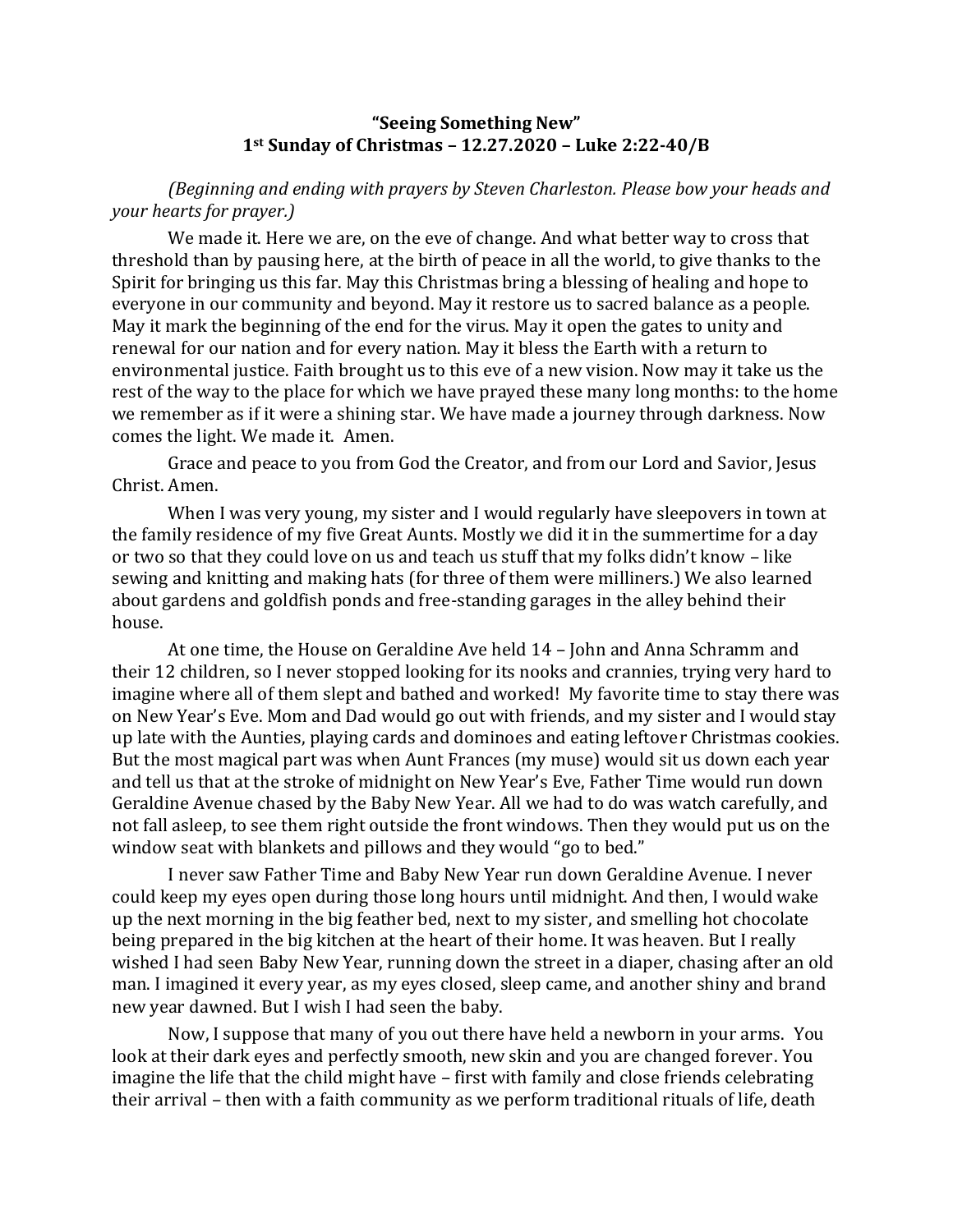**"Seeing Something New"**
**1st Sunday of Christmas – 12.27.2020 – Luke 2:22-40/B**

*(Beginning and ending with prayers by Steven Charleston. Please bow your heads and your hearts for prayer.)*

We made it. Here we are, on the eve of change. And what better way to cross that threshold than by pausing here, at the birth of peace in all the world, to give thanks to the Spirit for bringing us this far. May this Christmas bring a blessing of healing and hope to everyone in our community and beyond. May it restore us to sacred balance as a people. May it mark the beginning of the end for the virus. May it open the gates to unity and renewal for our nation and for every nation. May it bless the Earth with a return to environmental justice. Faith brought us to this eve of a new vision. Now may it take us the rest of the way to the place for which we have prayed these many long months: to the home we remember as if it were a shining star. We have made a journey through darkness. Now comes the light. We made it. Amen.

Grace and peace to you from God the Creator, and from our Lord and Savior, Jesus Christ. Amen.

When I was very young, my sister and I would regularly have sleepovers in town at the family residence of my five Great Aunts. Mostly we did it in the summertime for a day or two so that they could love on us and teach us stuff that my folks didn't know – like sewing and knitting and making hats (for three of them were milliners.) We also learned about gardens and goldfish ponds and free-standing garages in the alley behind their house.

At one time, the House on Geraldine Ave held 14 – John and Anna Schramm and their 12 children, so I never stopped looking for its nooks and crannies, trying very hard to imagine where all of them slept and bathed and worked! My favorite time to stay there was on New Year's Eve. Mom and Dad would go out with friends, and my sister and I would stay up late with the Aunties, playing cards and dominoes and eating leftover Christmas cookies. But the most magical part was when Aunt Frances (my muse) would sit us down each year and tell us that at the stroke of midnight on New Year's Eve, Father Time would run down Geraldine Avenue chased by the Baby New Year. All we had to do was watch carefully, and not fall asleep, to see them right outside the front windows. Then they would put us on the window seat with blankets and pillows and they would "go to bed."

I never saw Father Time and Baby New Year run down Geraldine Avenue. I never could keep my eyes open during those long hours until midnight. And then, I would wake up the next morning in the big feather bed, next to my sister, and smelling hot chocolate being prepared in the big kitchen at the heart of their home. It was heaven. But I really wished I had seen Baby New Year, running down the street in a diaper, chasing after an old man. I imagined it every year, as my eyes closed, sleep came, and another shiny and brand new year dawned. But I wish I had seen the baby.

Now, I suppose that many of you out there have held a newborn in your arms. You look at their dark eyes and perfectly smooth, new skin and you are changed forever. You imagine the life that the child might have – first with family and close friends celebrating their arrival – then with a faith community as we perform traditional rituals of life, death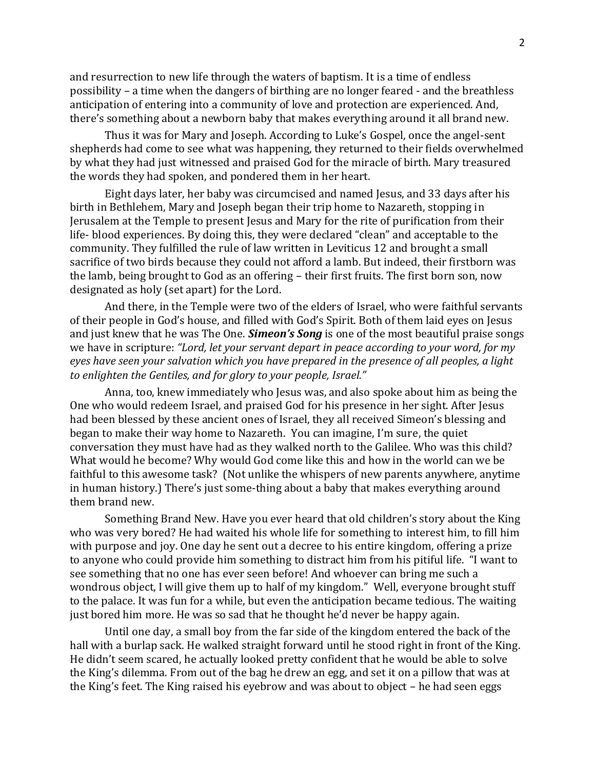and resurrection to new life through the waters of baptism. It is a time of endless possibility – a time when the dangers of birthing are no longer feared - and the breathless anticipation of entering into a community of love and protection are experienced. And, there's something about a newborn baby that makes everything around it all brand new.

Thus it was for Mary and Joseph. According to Luke's Gospel, once the angel-sent shepherds had come to see what was happening, they returned to their fields overwhelmed by what they had just witnessed and praised God for the miracle of birth. Mary treasured the words they had spoken, and pondered them in her heart.

Eight days later, her baby was circumcised and named Jesus, and 33 days after his birth in Bethlehem, Mary and Joseph began their trip home to Nazareth, stopping in Jerusalem at the Temple to present Jesus and Mary for the rite of purification from their life- blood experiences. By doing this, they were declared "clean" and acceptable to the community. They fulfilled the rule of law written in Leviticus 12 and brought a small sacrifice of two birds because they could not afford a lamb. But indeed, their firstborn was the lamb, being brought to God as an offering – their first fruits. The first born son, now designated as holy (set apart) for the Lord.

And there, in the Temple were two of the elders of Israel, who were faithful servants of their people in God's house, and filled with God's Spirit. Both of them laid eyes on Jesus and just knew that he was The One. ***Simeon's Song*** is one of the most beautiful praise songs we have in scripture: *"Lord, let your servant depart in peace according to your word, for my eyes have seen your salvation which you have prepared in the presence of all peoples, a light to enlighten the Gentiles, and for glory to your people, Israel."*

Anna, too, knew immediately who Jesus was, and also spoke about him as being the One who would redeem Israel, and praised God for his presence in her sight. After Jesus had been blessed by these ancient ones of Israel, they all received Simeon's blessing and began to make their way home to Nazareth. You can imagine, I'm sure, the quiet conversation they must have had as they walked north to the Galilee. Who was this child? What would he become? Why would God come like this and how in the world can we be faithful to this awesome task? (Not unlike the whispers of new parents anywhere, anytime in human history.) There's just some-thing about a baby that makes everything around them brand new.

Something Brand New. Have you ever heard that old children's story about the King who was very bored? He had waited his whole life for something to interest him, to fill him with purpose and joy. One day he sent out a decree to his entire kingdom, offering a prize to anyone who could provide him something to distract him from his pitiful life. "I want to see something that no one has ever seen before! And whoever can bring me such a wondrous object, I will give them up to half of my kingdom." Well, everyone brought stuff to the palace. It was fun for a while, but even the anticipation became tedious. The waiting just bored him more. He was so sad that he thought he'd never be happy again.

Until one day, a small boy from the far side of the kingdom entered the back of the hall with a burlap sack. He walked straight forward until he stood right in front of the King. He didn't seem scared, he actually looked pretty confident that he would be able to solve the King's dilemma. From out of the bag he drew an egg, and set it on a pillow that was at the King's feet. The King raised his eyebrow and was about to object – he had seen eggs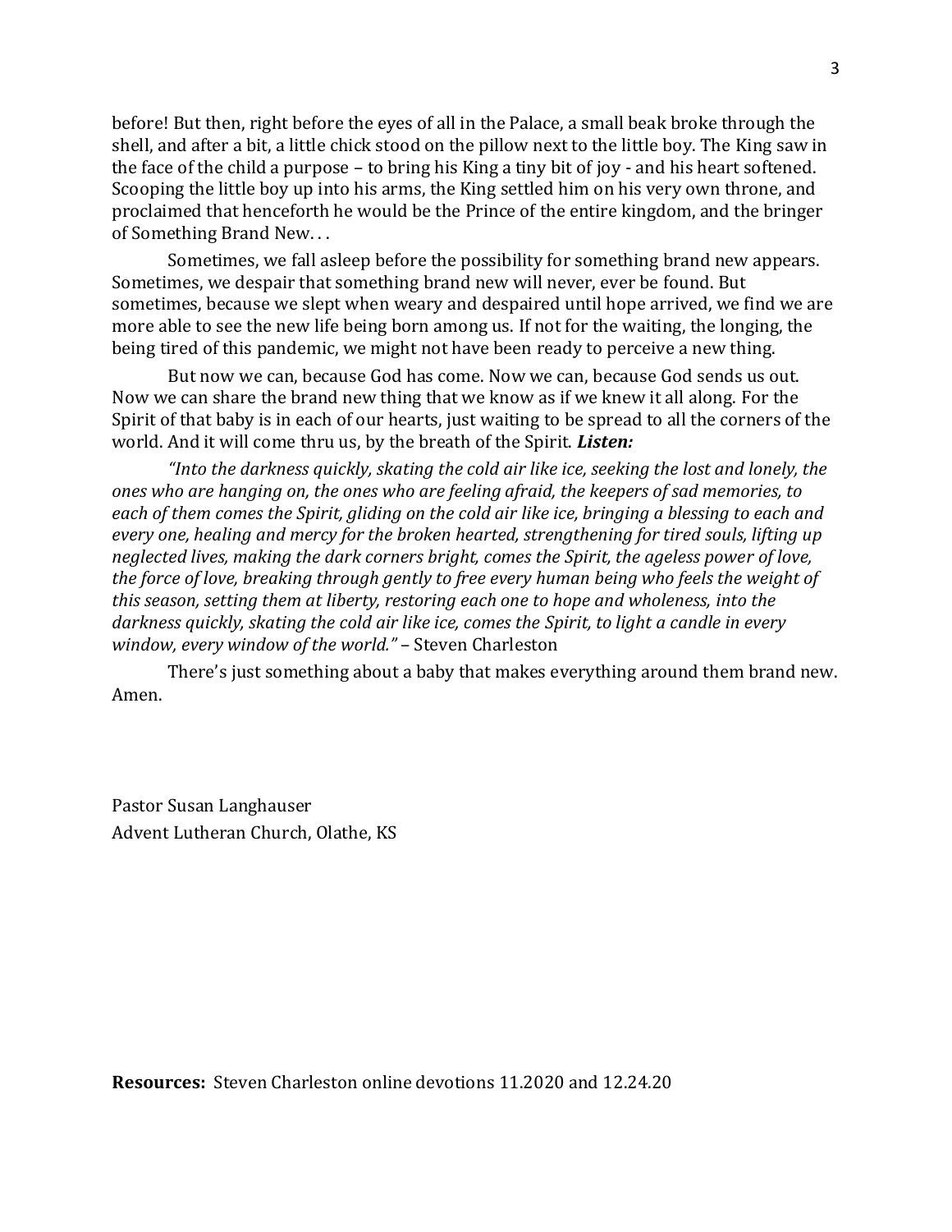before! But then, right before the eyes of all in the Palace, a small beak broke through the shell, and after a bit, a little chick stood on the pillow next to the little boy. The King saw in the face of the child a purpose – to bring his King a tiny bit of joy - and his heart softened. Scooping the little boy up into his arms, the King settled him on his very own throne, and proclaimed that henceforth he would be the Prince of the entire kingdom, and the bringer of Something Brand New. . .

Sometimes, we fall asleep before the possibility for something brand new appears. Sometimes, we despair that something brand new will never, ever be found. But sometimes, because we slept when weary and despaired until hope arrived, we find we are more able to see the new life being born among us. If not for the waiting, the longing, the being tired of this pandemic, we might not have been ready to perceive a new thing.

But now we can, because God has come. Now we can, because God sends us out. Now we can share the brand new thing that we know as if we knew it all along. For the Spirit of that baby is in each of our hearts, just waiting to be spread to all the corners of the world. And it will come thru us, by the breath of the Spirit. ***Listen:***

*"Into the darkness quickly, skating the cold air like ice, seeking the lost and lonely, the ones who are hanging on, the ones who are feeling afraid, the keepers of sad memories, to each of them comes the Spirit, gliding on the cold air like ice, bringing a blessing to each and every one, healing and mercy for the broken hearted, strengthening for tired souls, lifting up neglected lives, making the dark corners bright, comes the Spirit, the ageless power of love, the force of love, breaking through gently to free every human being who feels the weight of this season, setting them at liberty, restoring each one to hope and wholeness, into the darkness quickly, skating the cold air like ice, comes the Spirit, to light a candle in every window, every window of the world."* – Steven Charleston

There's just something about a baby that makes everything around them brand new. Amen.

Pastor Susan Langhauser
Advent Lutheran Church, Olathe, KS

**Resources:** Steven Charleston online devotions 11.2020 and 12.24.20